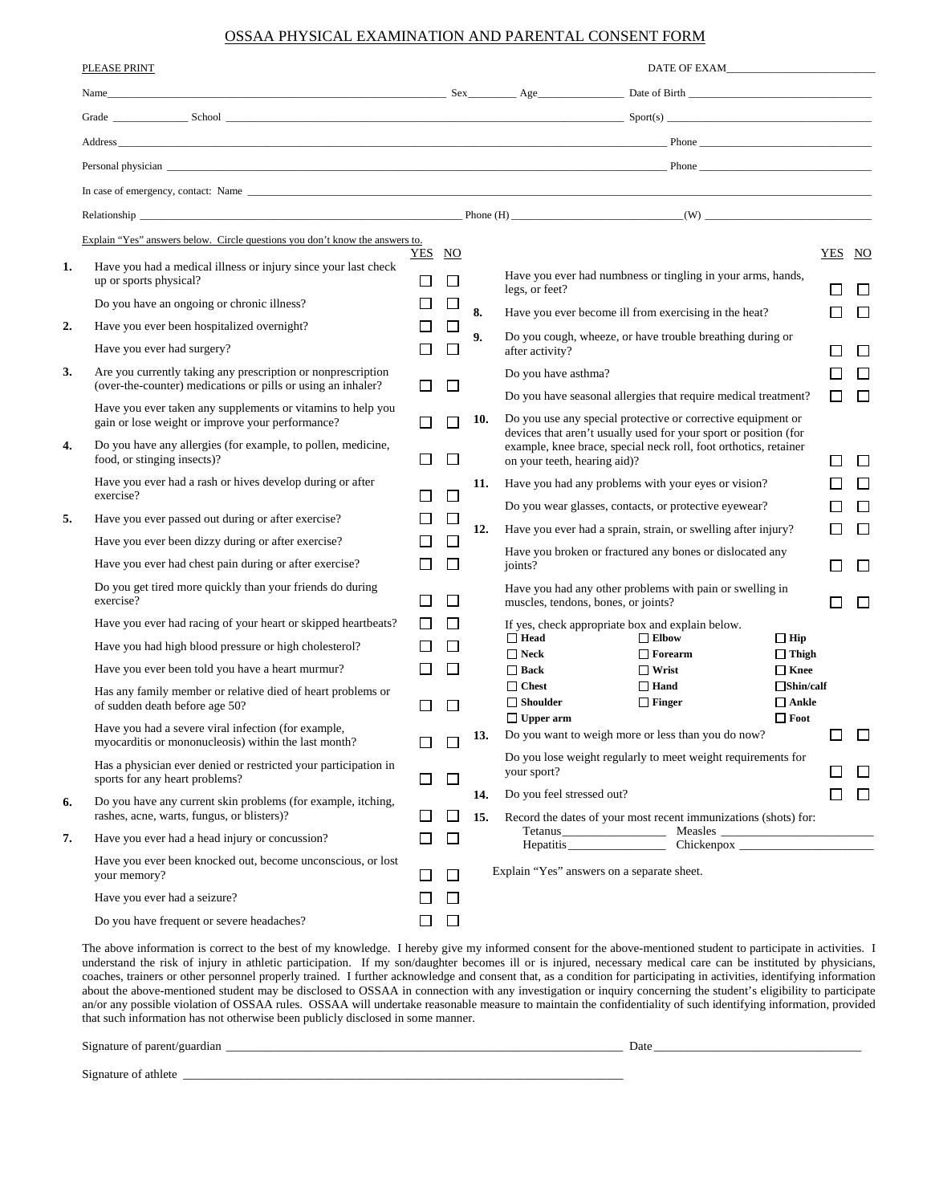# OSSAA PHYSICAL EXAMINATION AND PARENTAL CONSENT FORM

PLEASE PRINT DATE OF EXAM_______________________

Name_______________________________________ Sex________ Age___________ Date of Birth ____________________________

Grade ____________ School ____________________________________________ Sport(s) ____________________________

Address_____________________________________________________________ Phone ____________________________

Personal physician ____________________________________________________ Phone ____________________________

In case of emergency, contact: Name ___________________________________________________________________________

Relationship ________________________________ Phone (H) ________________________(W) ________________________

Explain "Yes" answers below. Circle questions you don't know the answers to.

| # | Question | YES | NO |
|---|---|---|---|
| 1. | Have you had a medical illness or injury since your last check up or sports physical? | ☐ | ☐ |
| | Do you have an ongoing or chronic illness? | ☐ | ☐ |
| 2. | Have you ever been hospitalized overnight? | ☐ | ☐ |
| | Have you ever had surgery? | ☐ | ☐ |
| 3. | Are you currently taking any prescription or nonprescription (over-the-counter) medications or pills or using an inhaler? | ☐ | ☐ |
| | Have you ever taken any supplements or vitamins to help you gain or lose weight or improve your performance? | ☐ | ☐ |
| 4. | Do you have any allergies (for example, to pollen, medicine, food, or stinging insects)? | ☐ | ☐ |
| | Have you ever had a rash or hives develop during or after exercise? | ☐ | ☐ |
| 5. | Have you ever passed out during or after exercise? | ☐ | ☐ |
| | Have you ever been dizzy during or after exercise? | ☐ | ☐ |
| | Have you ever had chest pain during or after exercise? | ☐ | ☐ |
| | Do you get tired more quickly than your friends do during exercise? | ☐ | ☐ |
| | Have you ever had racing of your heart or skipped heartbeats? | ☐ | ☐ |
| | Have you had high blood pressure or high cholesterol? | ☐ | ☐ |
| | Have you ever been told you have a heart murmur? | ☐ | ☐ |
| | Has any family member or relative died of heart problems or of sudden death before age 50? | ☐ | ☐ |
| | Have you had a severe viral infection (for example, myocarditis or mononucleosis) within the last month? | ☐ | ☐ |
| | Has a physician ever denied or restricted your participation in sports for any heart problems? | ☐ | ☐ |
| 6. | Do you have any current skin problems (for example, itching, rashes, acne, warts, fungus, or blisters)? | ☐ | ☐ |
| 7. | Have you ever had a head injury or concussion? | ☐ | ☐ |
| | Have you ever been knocked out, become unconscious, or lost your memory? | ☐ | ☐ |
| | Have you ever had a seizure? | ☐ | ☐ |
| | Do you have frequent or severe headaches? | ☐ | ☐ |
| | Have you ever had numbness or tingling in your arms, hands, legs, or feet? | ☐ | ☐ |
| 8. | Have you ever become ill from exercising in the heat? | ☐ | ☐ |
| 9. | Do you cough, wheeze, or have trouble breathing during or after activity? | ☐ | ☐ |
| | Do you have asthma? | ☐ | ☐ |
| | Do you have seasonal allergies that require medical treatment? | ☐ | ☐ |
| 10. | Do you use any special protective or corrective equipment or devices that aren't usually used for your sport or position (for example, knee brace, special neck roll, foot orthotics, retainer on your teeth, hearing aid)? | ☐ | ☐ |
| 11. | Have you had any problems with your eyes or vision? | ☐ | ☐ |
| | Do you wear glasses, contacts, or protective eyewear? | ☐ | ☐ |
| 12. | Have you ever had a sprain, strain, or swelling after injury? | ☐ | ☐ |
| | Have you broken or fractured any bones or dislocated any joints? | ☐ | ☐ |
| | Have you had any other problems with pain or swelling in muscles, tendons, bones, or joints? | ☐ | ☐ |

If yes, check appropriate box and explain below.

| | | |
|---|---|---|
| ☐ **Head** | ☐ **Elbow** | ☐ **Hip** |
| ☐ **Neck** | ☐ **Forearm** | ☐ **Thigh** |
| ☐ **Back** | ☐ **Wrist** | ☐ **Knee** |
| ☐ **Chest** | ☐ **Hand** | ☐ **Shin/calf** |
| ☐ **Shoulder** | ☐ **Finger** | ☐ **Ankle** |
| ☐ **Upper arm** | | ☐ **Foot** |

| # | Question | YES | NO |
|---|---|---|---|
| 13. | Do you want to weigh more or less than you do now? | ☐ | ☐ |
| | Do you lose weight regularly to meet weight requirements for your sport? | ☐ | ☐ |
| 14. | Do you feel stressed out? | ☐ | ☐ |

15. Record the dates of your most recent immunizations (shots) for:
Tetanus________________ Measles ________________________
Hepatitis_______________ Chickenpox _____________________

Explain "Yes" answers on a separate sheet.

The above information is correct to the best of my knowledge. I hereby give my informed consent for the above-mentioned student to participate in activities. I understand the risk of injury in athletic participation. If my son/daughter becomes ill or is injured, necessary medical care can be instituted by physicians, coaches, trainers or other personnel properly trained. I further acknowledge and consent that, as a condition for participating in activities, identifying information about the above-mentioned student may be disclosed to OSSAA in connection with any investigation or inquiry concerning the student's eligibility to participate an/or any possible violation of OSSAA rules. OSSAA will undertake reasonable measure to maintain the confidentiality of such identifying information, provided that such information has not otherwise been publicly disclosed in some manner.

Signature of parent/guardian ________________________________________________ Date ________________________

Signature of athlete ________________________________________________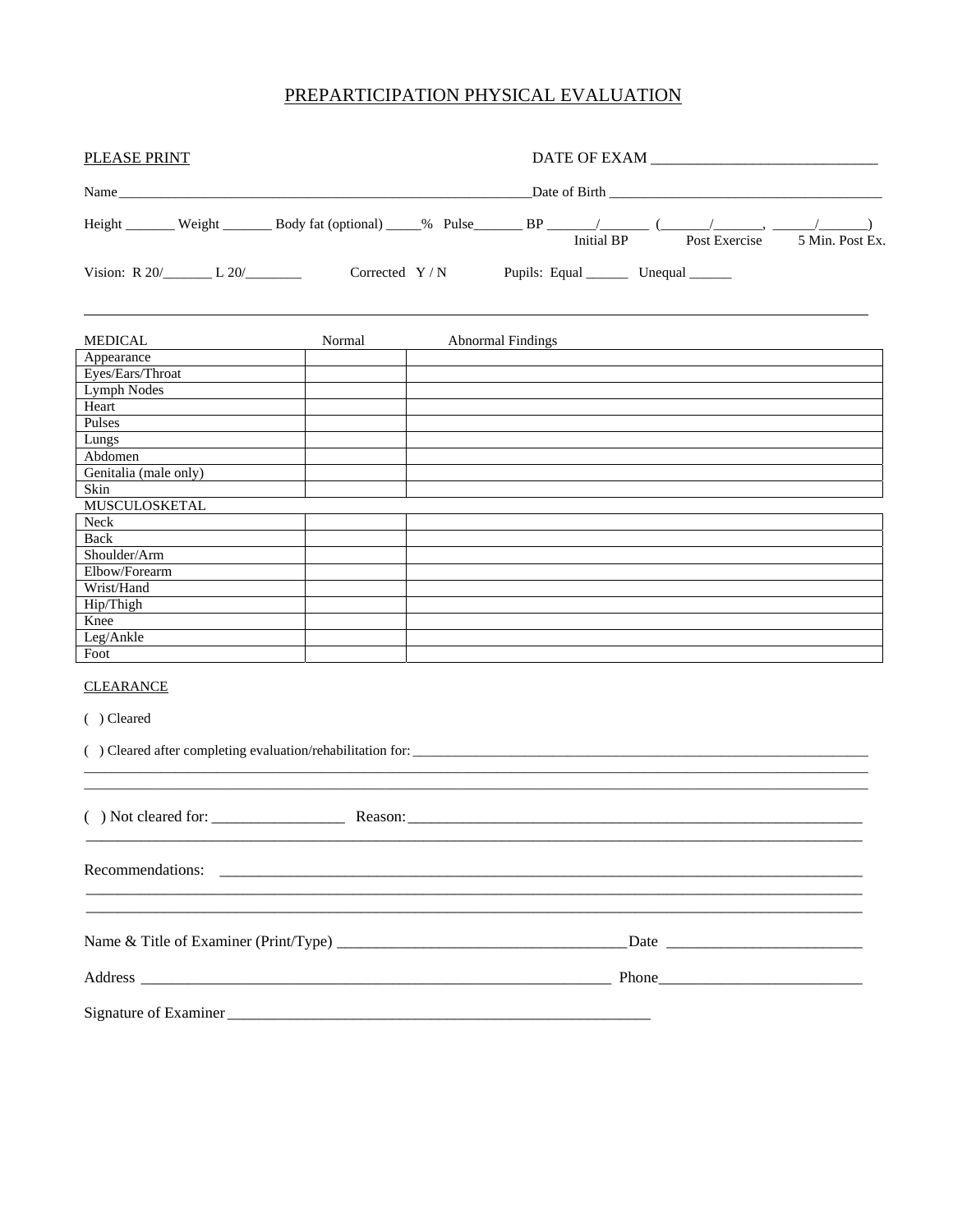# PREPARTICIPATION PHYSICAL EVALUATION

PLEASE PRINT

DATE OF EXAM ______________________________

Name ____________________________________________________________ Date of Birth ________________________________________

Height _______ Weight _______ Body fat (optional) _____% Pulse_______ BP _______/_______ (_______/_______, ______/_______)

Initial BP — Post Exercise — 5 Min. Post Ex.

Vision: R 20/_______ L 20/________ Corrected Y / N Pupils: Equal ______ Unequal ______

---

| MEDICAL | Normal | Abnormal Findings |
|---|---|---|
| Appearance | | |
| Eyes/Ears/Throat | | |
| Lymph Nodes | | |
| Heart | | |
| Pulses | | |
| Lungs | | |
| Abdomen | | |
| Genitalia (male only) | | |
| Skin | | |
| MUSCULOSKETAL | | |
| Neck | | |
| Back | | |
| Shoulder/Arm | | |
| Elbow/Forearm | | |
| Wrist/Hand | | |
| Hip/Thigh | | |
| Knee | | |
| Leg/Ankle | | |
| Foot | | |

CLEARANCE

( ) Cleared

( ) Cleared after completing evaluation/rehabilitation for: ______________________________________________________________________

________________________________________________________________________________________________________

________________________________________________________________________________________________________

( ) Not cleared for: _________________ Reason: _______________________________________________________________

________________________________________________________________________________________________________

Recommendations: ____________________________________________________________________________________

________________________________________________________________________________________________________

________________________________________________________________________________________________________

Name & Title of Examiner (Print/Type) _____________________________________ Date _________________________

Address ______________________________________________________________ Phone__________________________

Signature of Examiner ________________________________________________________